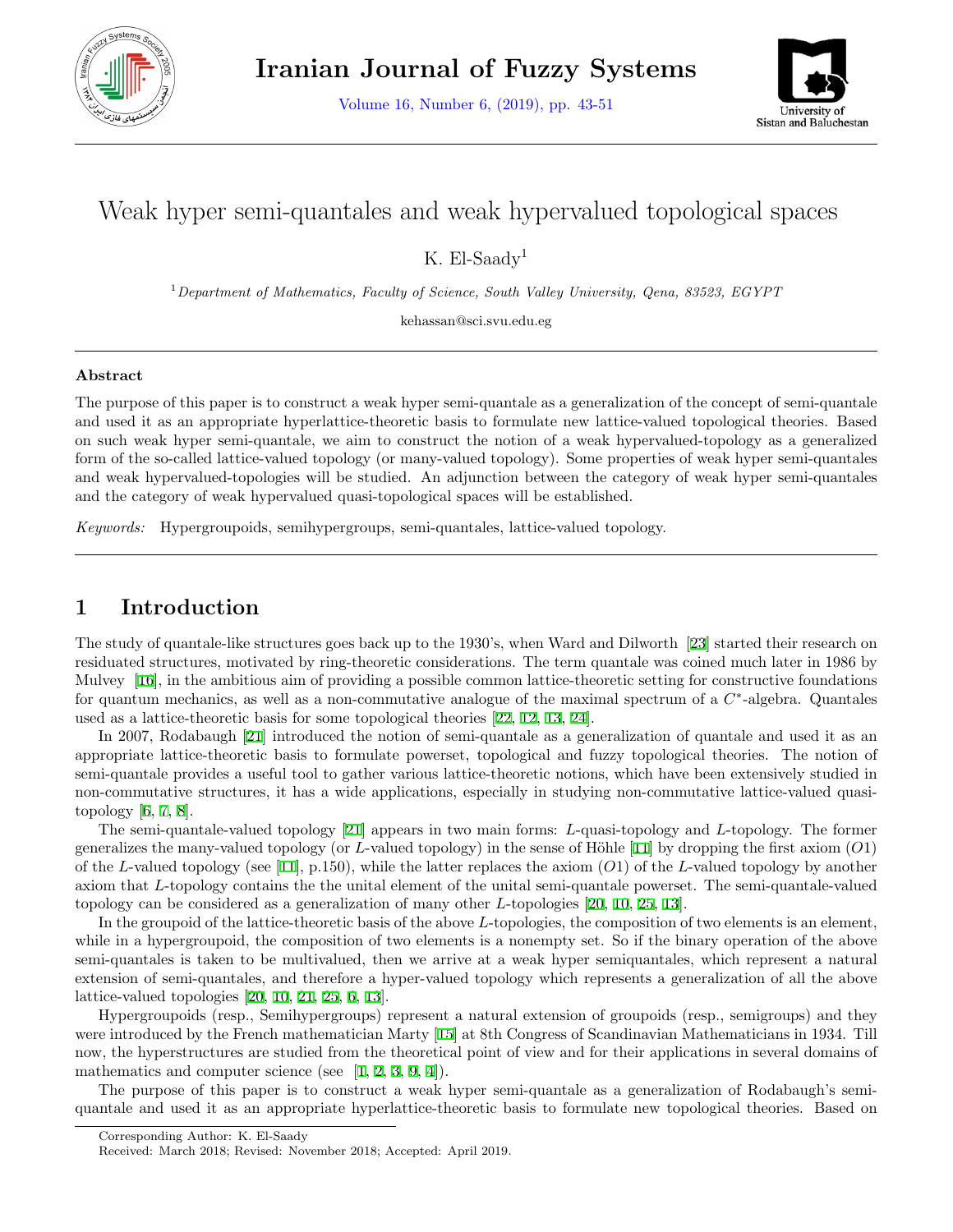# Weak hyper semi-quantales and weak hypervalued topological spaces

K. El-Saady[1]

[1]*Department of Mathematics, Faculty of Science, South Valley University, Qena, 83523, EGYPT*

kehassan@sci.svu.edu.eg

### Abstract

The purpose of this paper is to construct a weak hyper semi-quantale as a generalization of the concept of semi-quantale and used it as an appropriate hyperlattice-theoretic basis to formulate new lattice-valued topological theories. Based on such weak hyper semi-quantale, we aim to construct the notion of a weak hypervalued-topology as a generalized form of the so-called lattice-valued topology (or many-valued topology). Some properties of weak hyper semi-quantales and weak hypervalued-topologies will be studied. An adjunction between the category of weak hyper semi-quantales and the category of weak hypervalued quasi-topological spaces will be established.

*Keywords:* Hypergroupoids, semihypergroups, semi-quantales, lattice-valued topology.

## 1 Introduction

The study of quantale-like structures goes back up to the 1930's, when Ward and Dilworth [23] started their research on residuated structures, motivated by ring-theoretic considerations. The term quantale was coined much later in 1986 by Mulvey [16], in the ambitious aim of providing a possible common lattice-theoretic setting for constructive foundations for quantum mechanics, as well as a non-commutative analogue of the maximal spectrum of a $C^*$-algebra. Quantales used as a lattice-theoretic basis for some topological theories [22, 12, 13, 24].

In 2007, Rodabaugh [21] introduced the notion of semi-quantale as a generalization of quantale and used it as an appropriate lattice-theoretic basis to formulate powerset, topological and fuzzy topological theories. The notion of semi-quantale provides a useful tool to gather various lattice-theoretic notions, which have been extensively studied in non-commutative structures, it has a wide applications, especially in studying non-commutative lattice-valued quasi-topology [6, 7, 8].

The semi-quantale-valued topology [21] appears in two main forms: $L$-quasi-topology and $L$-topology. The former generalizes the many-valued topology (or $L$-valued topology) in the sense of Höhle [11] by dropping the first axiom $(O1)$ of the $L$-valued topology (see [11], p.150), while the latter replaces the axiom $(O1)$ of the $L$-valued topology by another axiom that $L$-topology contains the the unital element of the unital semi-quantale powerset. The semi-quantale-valued topology can be considered as a generalization of many other $L$-topologies [20, 10, 25, 13].

In the groupoid of the lattice-theoretic basis of the above $L$-topologies, the composition of two elements is an element, while in a hypergroupoid, the composition of two elements is a nonempty set. So if the binary operation of the above semi-quantales is taken to be multivalued, then we arrive at a weak hyper semiquantales, which represent a natural extension of semi-quantales, and therefore a hyper-valued topology which represents a generalization of all the above lattice-valued topologies [20, 10, 21, 25, 6, 13].

Hypergroupoids (resp., Semihypergroups) represent a natural extension of groupoids (resp., semigroups) and they were introduced by the French mathematician Marty [15] at 8th Congress of Scandinavian Mathematicians in 1934. Till now, the hyperstructures are studied from the theoretical point of view and for their applications in several domains of mathematics and computer science (see [1, 2, 3, 9, 4]).

The purpose of this paper is to construct a weak hyper semi-quantale as a generalization of Rodabaugh's semi-quantale and used it as an appropriate hyperlattice-theoretic basis to formulate new topological theories. Based on

Corresponding Author: K. El-Saady

Received: March 2018; Revised: November 2018; Accepted: April 2019.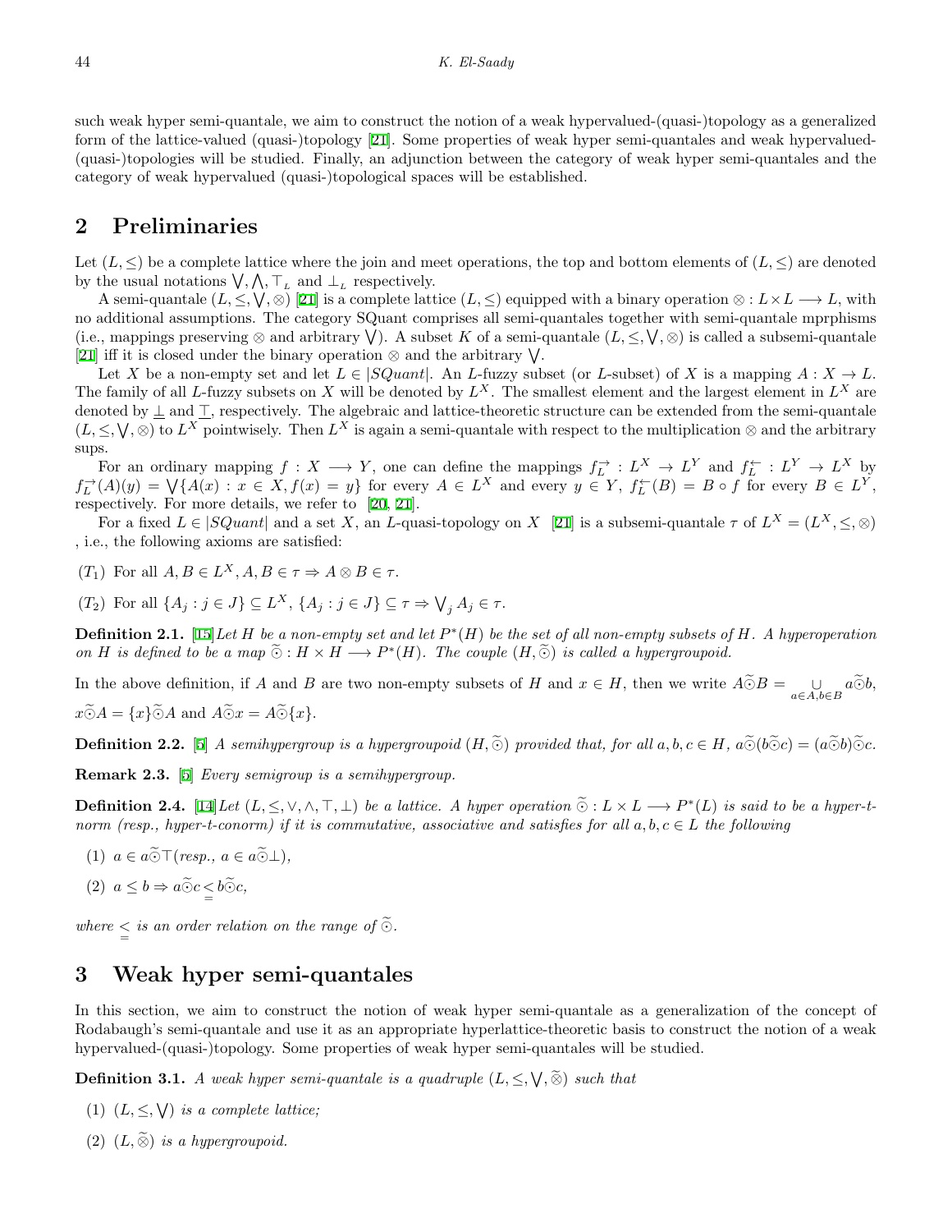such weak hyper semi-quantale, we aim to construct the notion of a weak hypervalued-(quasi-)topology as a generalized form of the lattice-valued (quasi-)topology [21]. Some properties of weak hyper semi-quantales and weak hypervalued-(quasi-)topologies will be studied. Finally, an adjunction between the category of weak hyper semi-quantales and the category of weak hypervalued (quasi-)topological spaces will be established.

## 2 Preliminaries

Let $(L, \leq)$ be a complete lattice where the join and meet operations, the top and bottom elements of $(L, \leq)$ are denoted by the usual notations $\bigvee, \bigwedge, \top_L$ and $\bot_L$ respectively.

A semi-quantale $(L, \leq, \bigvee, \otimes)$ [21] is a complete lattice $(L, \leq)$ equipped with a binary operation $\otimes : L \times L \longrightarrow L$, with no additional assumptions. The category SQuant comprises all semi-quantales together with semi-quantale mprphisms (i.e., mappings preserving $\otimes$ and arbitrary $\bigvee$). A subset $K$ of a semi-quantale $(L, \leq, \bigvee, \otimes)$ is called a subsemi-quantale [21] iff it is closed under the binary operation $\otimes$ and the arbitrary $\bigvee$.

Let $X$ be a non-empty set and let $L \in |SQuant|$. An $L$-fuzzy subset (or $L$-subset) of $X$ is a mapping $A : X \to L$. The family of all $L$-fuzzy subsets on $X$ will be denoted by $L^X$. The smallest element and the largest element in $L^X$ are denoted by $\underline{\bot}$ and $\underline{\top}$, respectively. The algebraic and lattice-theoretic structure can be extended from the semi-quantale $(L, \leq, \bigvee, \otimes)$ to $L^X$ pointwisely. Then $L^X$ is again a semi-quantale with respect to the multiplication $\otimes$ and the arbitrary sups.

For an ordinary mapping $f : X \longrightarrow Y$, one can define the mappings $f_L^{\rightarrow} : L^X \to L^Y$ and $f_L^{\leftarrow} : L^Y \to L^X$ by $f_L^{\rightarrow}(A)(y) = \bigvee\{A(x) : x \in X, f(x) = y\}$ for every $A \in L^X$ and every $y \in Y$, $f_L^{\leftarrow}(B) = B \circ f$ for every $B \in L^Y$, respectively. For more details, we refer to [20, 21].

For a fixed $L \in |SQuant|$ and a set $X$, an $L$-quasi-topology on $X$ [21] is a subsemi-quantale $\tau$ of $L^X = (L^X, \leq, \otimes)$ , i.e., the following axioms are satisfied:

($T_1$) For all $A, B \in L^X, A, B \in \tau \Rightarrow A \otimes B \in \tau$.

($T_2$) For all $\{A_j : j \in J\} \subseteq L^X$, $\{A_j : j \in J\} \subseteq \tau \Rightarrow \bigvee_j A_j \in \tau$.

**Definition 2.1.** [15] *Let $H$ be a non-empty set and let $P^*(H)$ be the set of all non-empty subsets of $H$. A hyperoperation on $H$ is defined to be a map $\widetilde{\odot} : H \times H \longrightarrow P^*(H)$. The couple $(H, \widetilde{\odot})$ is called a hypergroupoid.*

In the above definition, if $A$ and $B$ are two non-empty subsets of $H$ and $x \in H$, then we write $A\widetilde{\odot}B = \underset{a\in A, b\in B}{\cup} a\widetilde{\odot}b$, $x\widetilde{\odot}A = \{x\}\widetilde{\odot}A$ and $A\widetilde{\odot}x = A\widetilde{\odot}\{x\}$.

**Definition 2.2.** [5] *A semihypergroup is a hypergroupoid $(H, \widetilde{\odot})$ provided that, for all $a, b, c \in H$, $a\widetilde{\odot}(b\widetilde{\odot}c) = (a\widetilde{\odot}b)\widetilde{\odot}c$.*

**Remark 2.3.** [5] *Every semigroup is a semihypergroup.*

**Definition 2.4.** [14] *Let $(L, \leq, \vee, \wedge, \top, \bot)$ be a lattice. A hyper operation $\widetilde{\odot} : L \times L \longrightarrow P^*(L)$ is said to be a hyper-t-norm (resp., hyper-t-conorm) if it is commutative, associative and satisfies for all $a, b, c \in L$ the following*

(1) *$a \in a\widetilde{\odot}\top$ (resp., $a \in a\widetilde{\odot}\bot$),*

(2) *$a \leq b \Rightarrow a\widetilde{\odot}c \underset{=}{<} b\widetilde{\odot}c$,*

*where $\underset{=}{<}$ is an order relation on the range of $\widetilde{\odot}$.*

## 3 Weak hyper semi-quantales

In this section, we aim to construct the notion of weak hyper semi-quantale as a generalization of the concept of Rodabaugh's semi-quantale and use it as an appropriate hyperlattice-theoretic basis to construct the notion of a weak hypervalued-(quasi-)topology. Some properties of weak hyper semi-quantales will be studied.

**Definition 3.1.** *A weak hyper semi-quantale is a quadruple $(L, \leq, \bigvee, \widetilde{\otimes})$ such that*

(1) *$(L, \leq, \bigvee)$ is a complete lattice;*

(2) *$(L, \widetilde{\otimes})$ is a hypergroupoid.*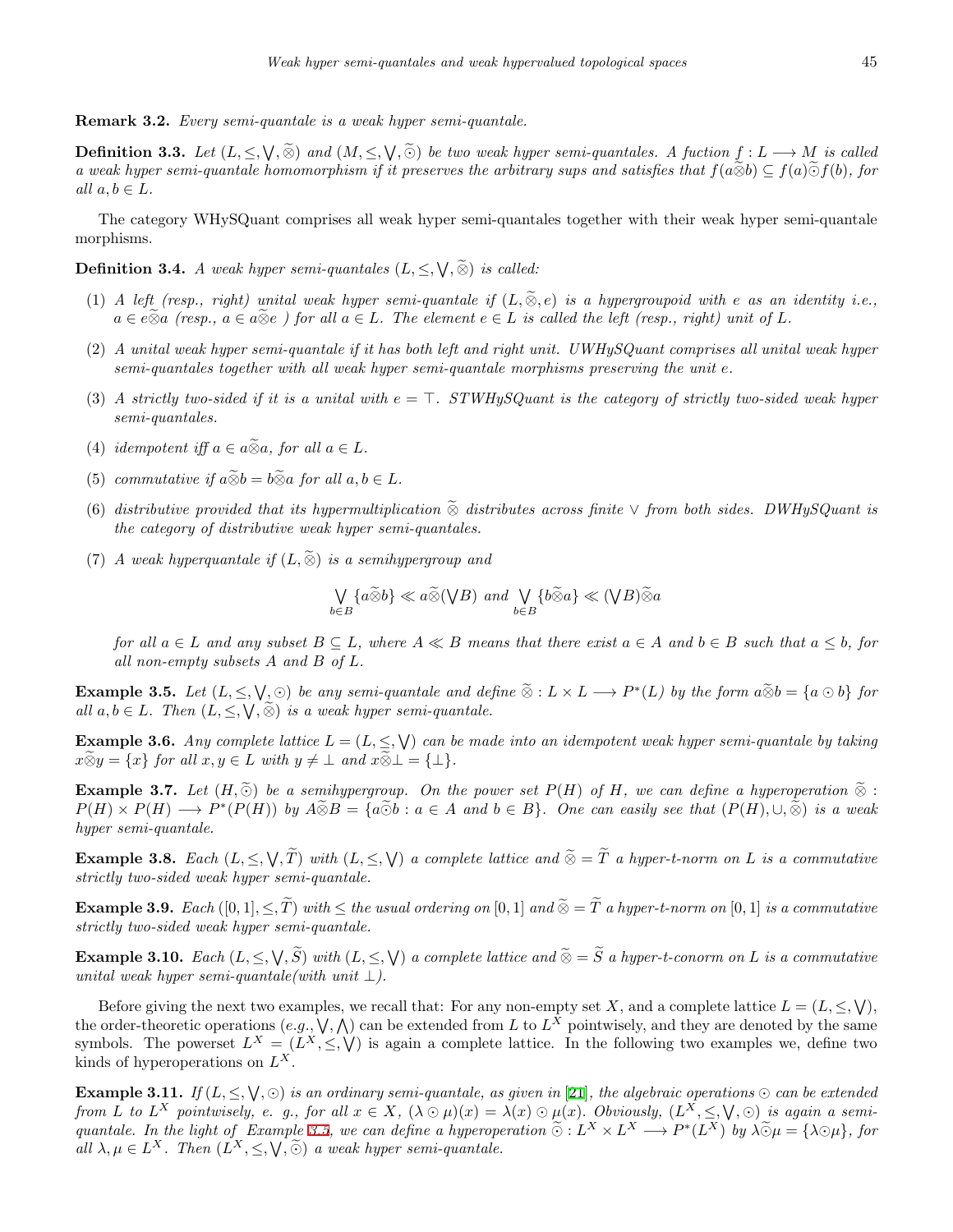**Remark 3.2.** *Every semi-quantale is a weak hyper semi-quantale.*

**Definition 3.3.** *Let $(L, \leq, \bigvee, \widetilde{\otimes})$ and $(M, \leq, \bigvee, \widetilde{\odot})$ be two weak hyper semi-quantales. A fuction $f : L \longrightarrow M$ is called a weak hyper semi-quantale homomorphism if it preserves the arbitrary sups and satisfies that $f(a\widetilde{\otimes}b) \subseteq f(a)\widetilde{\odot}f(b)$, for all $a, b \in L$.*

The category WHySQuant comprises all weak hyper semi-quantales together with their weak hyper semi-quantale morphisms.

**Definition 3.4.** *A weak hyper semi-quantales $(L, \leq, \bigvee, \widetilde{\otimes})$ is called:*

1. *A left (resp., right) unital weak hyper semi-quantale if $(L, \widetilde{\otimes}, e)$ is a hypergroupoid with $e$ as an identity i.e., $a \in e\widetilde{\otimes}a$ (resp., $a \in a\widetilde{\otimes}e$ ) for all $a \in L$. The element $e \in L$ is called the left (resp., right) unit of $L$.*
2. *A unital weak hyper semi-quantale if it has both left and right unit. UWHySQuant comprises all unital weak hyper semi-quantales together with all weak hyper semi-quantale morphisms preserving the unit $e$.*
3. *A strictly two-sided if it is a unital with $e = \top$. STWHySQuant is the category of strictly two-sided weak hyper semi-quantales.*
4. *idempotent iff $a \in a\widetilde{\otimes}a$, for all $a \in L$.*
5. *commutative if $a\widetilde{\otimes}b = b\widetilde{\otimes}a$ for all $a, b \in L$.*
6. *distributive provided that its hypermultiplication $\widetilde{\otimes}$ distributes across finite $\vee$ from both sides. DWHySQuant is the category of distributive weak hyper semi-quantales.*
7. *A weak hyperquantale if $(L, \widetilde{\otimes})$ is a semihypergroup and*

$$\bigvee_{b\in B}\{a\widetilde{\otimes}b\} \ll a\widetilde{\otimes}(\bigvee B) \text{ and } \bigvee_{b\in B}\{b\widetilde{\otimes}a\} \ll (\bigvee B)\widetilde{\otimes}a$$

*for all $a \in L$ and any subset $B \subseteq L$, where $A \ll B$ means that there exist $a \in A$ and $b \in B$ such that $a \leq b$, for all non-empty subsets $A$ and $B$ of $L$.*

**Example 3.5.** *Let $(L, \leq, \bigvee, \odot)$ be any semi-quantale and define $\widetilde{\otimes} : L \times L \longrightarrow P^*(L)$ by the form $a\widetilde{\otimes}b = \{a \odot b\}$ for all $a, b \in L$. Then $(L, \leq, \bigvee, \widetilde{\otimes})$ is a weak hyper semi-quantale.*

**Example 3.6.** *Any complete lattice $L = (L, \leq, \bigvee)$ can be made into an idempotent weak hyper semi-quantale by taking $x\widetilde{\otimes}y = \{x\}$ for all $x, y \in L$ with $y \neq \bot$ and $x\widetilde{\otimes}\bot = \{\bot\}$.*

**Example 3.7.** *Let $(H, \widetilde{\odot})$ be a semihypergroup. On the power set $P(H)$ of $H$, we can define a hyperoperation $\widetilde{\otimes} : P(H) \times P(H) \longrightarrow P^*(P(H))$ by $A\widetilde{\otimes}B = \{a\widetilde{\odot}b : a \in A \text{ and } b \in B\}$. One can easily see that $(P(H), \cup, \widetilde{\otimes})$ is a weak hyper semi-quantale.*

**Example 3.8.** *Each $(L, \leq, \bigvee, \widetilde{T})$ with $(L, \leq, \bigvee)$ a complete lattice and $\widetilde{\otimes} = \widetilde{T}$ a hyper-t-norm on $L$ is a commutative strictly two-sided weak hyper semi-quantale.*

**Example 3.9.** *Each $([0, 1], \leq, \widetilde{T})$ with $\leq$ the usual ordering on $[0, 1]$ and $\widetilde{\otimes} = \widetilde{T}$ a hyper-t-norm on $[0, 1]$ is a commutative strictly two-sided weak hyper semi-quantale.*

**Example 3.10.** *Each $(L, \leq, \bigvee, \widetilde{S})$ with $(L, \leq, \bigvee)$ a complete lattice and $\widetilde{\otimes} = \widetilde{S}$ a hyper-t-conorm on $L$ is a commutative unital weak hyper semi-quantale(with unit $\bot$).*

Before giving the next two examples, we recall that: For any non-empty set $X$, and a complete lattice $L = (L, \leq, \bigvee)$, the order-theoretic operations (*e.g.*, $\bigvee, \bigwedge$) can be extended from $L$ to $L^X$ pointwisely, and they are denoted by the same symbols. The powerset $L^X = (L^X, \leq, \bigvee)$ is again a complete lattice. In the following two examples we, define two kinds of hyperoperations on $L^X$.

**Example 3.11.** *If $(L, \leq, \bigvee, \odot)$ is an ordinary semi-quantale, as given in [21], the algebraic operations $\odot$ can be extended from $L$ to $L^X$ pointwisely, e. g., for all $x \in X$, $(\lambda \odot \mu)(x) = \lambda(x) \odot \mu(x)$. Obviously, $(L^X, \leq, \bigvee, \odot)$ is again a semi-quantale. In the light of Example 3.5, we can define a hyperoperation $\widetilde{\odot} : L^X \times L^X \longrightarrow P^*(L^X)$ by $\lambda\widetilde{\odot}\mu = \{\lambda\odot\mu\}$, for all $\lambda, \mu \in L^X$. Then $(L^X, \leq, \bigvee, \widetilde{\odot})$ a weak hyper semi-quantale.*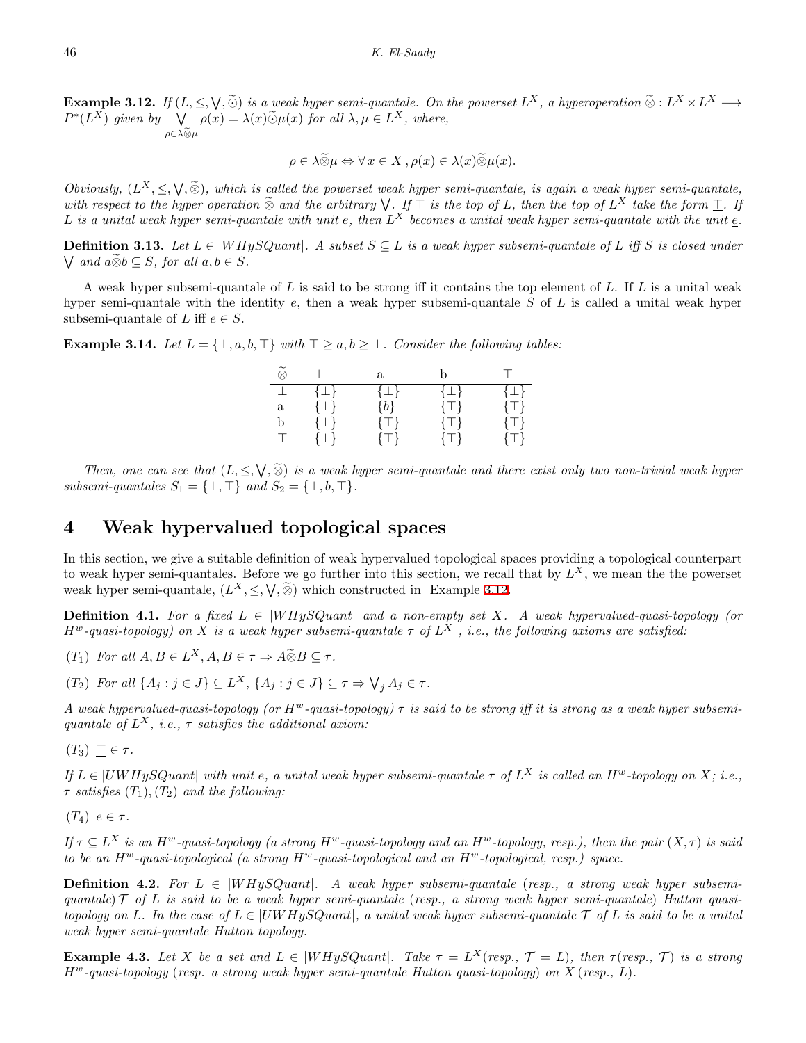**Example 3.12.** *If $(L, \leq, \bigvee, \widetilde{\odot})$ is a weak hyper semi-quantale. On the powerset $L^X$, a hyperoperation $\widetilde{\otimes} : L^X \times L^X \longrightarrow P^*(L^X)$ given by $\bigvee_{\rho \in \lambda \widetilde{\otimes} \mu} \rho(x) = \lambda(x) \widetilde{\odot} \mu(x)$ for all $\lambda, \mu \in L^X$, where,*

$$\rho \in \lambda \widetilde{\otimes} \mu \Leftrightarrow \forall\, x \in X\,, \rho(x) \in \lambda(x) \widetilde{\otimes} \mu(x).$$

*Obviously, $(L^X, \leq, \bigvee, \widetilde{\otimes})$, which is called the powerset weak hyper semi-quantale, is again a weak hyper semi-quantale, with respect to the hyper operation $\widetilde{\otimes}$ and the arbitrary $\bigvee$. If $\top$ is the top of $L$, then the top of $L^X$ take the form $\underline{\top}$. If $L$ is a unital weak hyper semi-quantale with unit $e$, then $L^X$ becomes a unital weak hyper semi-quantale with the unit $\underline{e}$.*

**Definition 3.13.** *Let $L \in |WHySQuant|$. A subset $S \subseteq L$ is a weak hyper subsemi-quantale of $L$ iff $S$ is closed under $\bigvee$ and $a \widetilde{\otimes} b \subseteq S$, for all $a, b \in S$.*

A weak hyper subsemi-quantale of $L$ is said to be strong iff it contains the top element of $L$. If $L$ is a unital weak hyper semi-quantale with the identity $e$, then a weak hyper subsemi-quantale $S$ of $L$ is called a unital weak hyper subsemi-quantale of $L$ iff $e \in S$.

**Example 3.14.** *Let $L = \{\bot, a, b, \top\}$ with $\top \geq a, b \geq \bot$. Consider the following tables:*

| $\widetilde{\otimes}$ | $\bot$ | a | b | $\top$ |
|---|---|---|---|---|
| $\bot$ | $\{\bot\}$ | $\{\bot\}$ | $\{\bot\}$ | $\{\bot\}$ |
| a | $\{\bot\}$ | $\{b\}$ | $\{\top\}$ | $\{\top\}$ |
| b | $\{\bot\}$ | $\{\top\}$ | $\{\top\}$ | $\{\top\}$ |
| $\top$ | $\{\bot\}$ | $\{\top\}$ | $\{\top\}$ | $\{\top\}$ |

*Then, one can see that $(L, \leq, \bigvee, \widetilde{\otimes})$ is a weak hyper semi-quantale and there exist only two non-trivial weak hyper subsemi-quantales $S_1 = \{\bot, \top\}$ and $S_2 = \{\bot, b, \top\}$.*

# 4 Weak hypervalued topological spaces

In this section, we give a suitable definition of weak hypervalued topological spaces providing a topological counterpart to weak hyper semi-quantales. Before we go further into this section, we recall that by $L^X$, we mean the the powerset weak hyper semi-quantale, $(L^X, \leq, \bigvee, \widetilde{\otimes})$ which constructed in Example 3.12.

**Definition 4.1.** *For a fixed $L \in |WHySQuant|$ and a non-empty set $X$. A weak hypervalued-quasi-topology (or $H^w$-quasi-topology) on $X$ is a weak hyper subsemi-quantale $\tau$ of $L^X$ , i.e., the following axioms are satisfied:*

$(T_1)$ *For all $A, B \in L^X, A, B \in \tau \Rightarrow A \widetilde{\otimes} B \subseteq \tau$.*

$(T_2)$ *For all $\{A_j : j \in J\} \subseteq L^X$, $\{A_j : j \in J\} \subseteq \tau \Rightarrow \bigvee_j A_j \in \tau$.*

*A weak hypervalued-quasi-topology (or $H^w$-quasi-topology) $\tau$ is said to be strong iff it is strong as a weak hyper subsemi-quantale of $L^X$, i.e., $\tau$ satisfies the additional axiom:*

$(T_3)$ *$\underline{\top} \in \tau$.*

*If $L \in |UWHySQuant|$ with unit $e$, a unital weak hyper subsemi-quantale $\tau$ of $L^X$ is called an $H^w$-topology on $X$; i.e., $\tau$ satisfies $(T_1), (T_2)$ and the following:*

$(T_4)$ *$\underline{e} \in \tau$.*

*If $\tau \subseteq L^X$ is an $H^w$-quasi-topology (a strong $H^w$-quasi-topology and an $H^w$-topology, resp.), then the pair $(X, \tau)$ is said to be an $H^w$-quasi-topological (a strong $H^w$-quasi-topological and an $H^w$-topological, resp.) space.*

**Definition 4.2.** *For $L \in |WHySQuant|$. A weak hyper subsemi-quantale (resp., a strong weak hyper subsemi-quantale) $\mathcal{T}$ of $L$ is said to be a weak hyper semi-quantale (resp., a strong weak hyper semi-quantale) Hutton quasi-topology on $L$. In the case of $L \in |UWHySQuant|$, a unital weak hyper subsemi-quantale $\mathcal{T}$ of $L$ is said to be a unital weak hyper semi-quantale Hutton topology.*

**Example 4.3.** *Let $X$ be a set and $L \in |WHySQuant|$. Take $\tau = L^X$(resp., $\mathcal{T} = L$), then $\tau$(resp., $\mathcal{T}$) is a strong $H^w$-quasi-topology (resp. a strong weak hyper semi-quantale Hutton quasi-topology) on $X$ (resp., $L$).*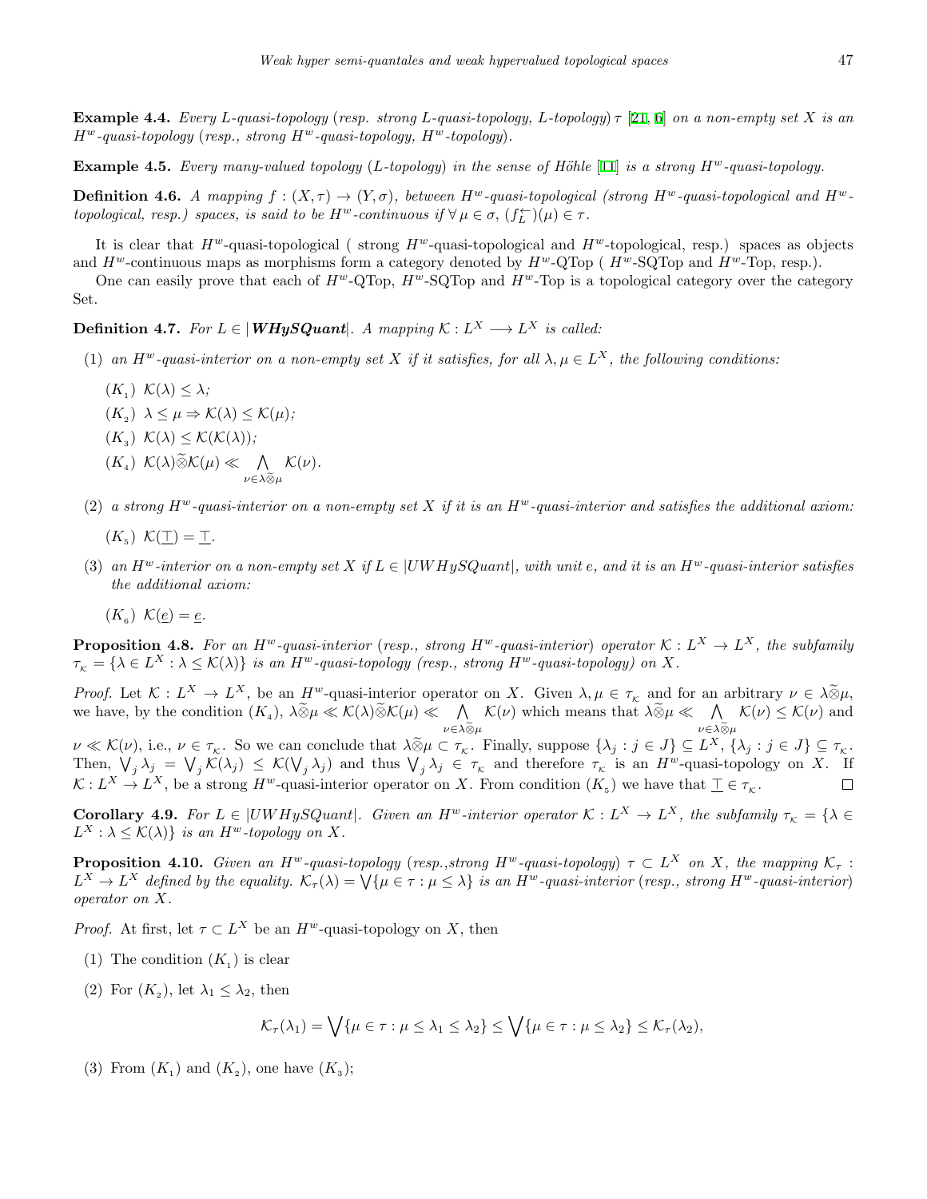**Example 4.4.** *Every $L$-quasi-topology (resp. strong $L$-quasi-topology, $L$-topology) $\tau$ [21, 6] on a non-empty set $X$ is an $H^w$-quasi-topology (resp., strong $H^w$-quasi-topology, $H^w$-topology).*

**Example 4.5.** *Every many-valued topology ($L$-topology) in the sense of Höhle [11] is a strong $H^w$-quasi-topology.*

**Definition 4.6.** *A mapping $f : (X, \tau) \to (Y, \sigma)$, between $H^w$-quasi-topological (strong $H^w$-quasi-topological and $H^w$-topological, resp.) spaces, is said to be $H^w$-continuous if $\forall\, \mu \in \sigma$, $(f_L^{\leftarrow})(\mu) \in \tau$.*

It is clear that $H^w$-quasi-topological ( strong $H^w$-quasi-topological and $H^w$-topological, resp.) spaces as objects and $H^w$-continuous maps as morphisms form a category denoted by $H^w$-QTop ( $H^w$-SQTop and $H^w$-Top, resp.).

One can easily prove that each of $H^w$-QTop, $H^w$-SQTop and $H^w$-Top is a topological category over the category Set.

**Definition 4.7.** *For $L \in |$**WHySQuant**$|$. A mapping $\mathcal{K} : L^X \longrightarrow L^X$ is called:*

(1) *an $H^w$-quasi-interior on a non-empty set $X$ if it satisfies, for all $\lambda, \mu \in L^X$, the following conditions:*

- $(K_1)$ $\mathcal{K}(\lambda) \leq \lambda$;
- $(K_2)$ $\lambda \leq \mu \Rightarrow \mathcal{K}(\lambda) \leq \mathcal{K}(\mu)$;
- $(K_3)$ $\mathcal{K}(\lambda) \leq \mathcal{K}(\mathcal{K}(\lambda))$;
- $(K_4)$ $\mathcal{K}(\lambda)\widetilde{\otimes}\mathcal{K}(\mu) \ll \bigwedge\limits_{\nu \in \lambda\widetilde{\otimes}\mu} \mathcal{K}(\nu)$.

(2) *a strong $H^w$-quasi-interior on a non-empty set $X$ if it is an $H^w$-quasi-interior and satisfies the additional axiom:*

- $(K_5)$ $\mathcal{K}(\underline{\top}) = \underline{\top}$.

(3) *an $H^w$-interior on a non-empty set $X$ if $L \in |UWHySQuant|$, with unit $e$, and it is an $H^w$-quasi-interior satisfies the additional axiom:*

- $(K_6)$ $\mathcal{K}(\underline{e}) = \underline{e}$.

**Proposition 4.8.** *For an $H^w$-quasi-interior (resp., strong $H^w$-quasi-interior) operator $\mathcal{K} : L^X \to L^X$, the subfamily $\tau_{\mathcal{K}} = \{\lambda \in L^X : \lambda \leq \mathcal{K}(\lambda)\}$ is an $H^w$-quasi-topology (resp., strong $H^w$-quasi-topology) on $X$.*

*Proof.* Let $\mathcal{K} : L^X \to L^X$, be an $H^w$-quasi-interior operator on $X$. Given $\lambda, \mu \in \tau_{\mathcal{K}}$ and for an arbitrary $\nu \in \lambda\widetilde{\otimes}\mu$, we have, by the condition $(K_4)$, $\lambda\widetilde{\otimes}\mu \ll \mathcal{K}(\lambda)\widetilde{\otimes}\mathcal{K}(\mu) \ll \bigwedge\limits_{\nu \in \lambda\widetilde{\otimes}\mu} \mathcal{K}(\nu)$ which means that $\lambda\widetilde{\otimes}\mu \ll \bigwedge\limits_{\nu \in \lambda\widetilde{\otimes}\mu} \mathcal{K}(\nu) \leq \mathcal{K}(\nu)$ and $\nu \ll \mathcal{K}(\nu)$, i.e., $\nu \in \tau_{\mathcal{K}}$. So we can conclude that $\lambda\widetilde{\otimes}\mu \subset \tau_{\mathcal{K}}$. Finally, suppose $\{\lambda_j : j \in J\} \subseteq L^X$, $\{\lambda_j : j \in J\} \subseteq \tau_{\mathcal{K}}$. Then, $\bigvee_j \lambda_j = \bigvee_j \mathcal{K}(\lambda_j) \leq \mathcal{K}(\bigvee_j \lambda_j)$ and thus $\bigvee_j \lambda_j \in \tau_{\mathcal{K}}$ and therefore $\tau_{\mathcal{K}}$ is an $H^w$-quasi-topology on $X$. If $\mathcal{K} : L^X \to L^X$, be a strong $H^w$-quasi-interior operator on $X$. From condition $(K_5)$ we have that $\underline{\top} \in \tau_{\mathcal{K}}$. $\square$

**Corollary 4.9.** *For $L \in |UWHySQuant|$. Given an $H^w$-interior operator $\mathcal{K} : L^X \to L^X$, the subfamily $\tau_{\mathcal{K}} = \{\lambda \in L^X : \lambda \leq \mathcal{K}(\lambda)\}$ is an $H^w$-topology on $X$.*

**Proposition 4.10.** *Given an $H^w$-quasi-topology (resp.,strong $H^w$-quasi-topology) $\tau \subset L^X$ on $X$, the mapping $\mathcal{K}_\tau : L^X \to L^X$ defined by the equality. $\mathcal{K}_\tau(\lambda) = \bigvee\{\mu \in \tau : \mu \leq \lambda\}$ is an $H^w$-quasi-interior (resp., strong $H^w$-quasi-interior) operator on $X$.*

*Proof.* At first, let $\tau \subset L^X$ be an $H^w$-quasi-topology on $X$, then

(1) The condition $(K_1)$ is clear

(2) For $(K_2)$, let $\lambda_1 \leq \lambda_2$, then

$$\mathcal{K}_\tau(\lambda_1) = \bigvee\{\mu \in \tau : \mu \leq \lambda_1 \leq \lambda_2\} \leq \bigvee\{\mu \in \tau : \mu \leq \lambda_2\} \leq \mathcal{K}_\tau(\lambda_2),$$

(3) From $(K_1)$ and $(K_2)$, one have $(K_3)$;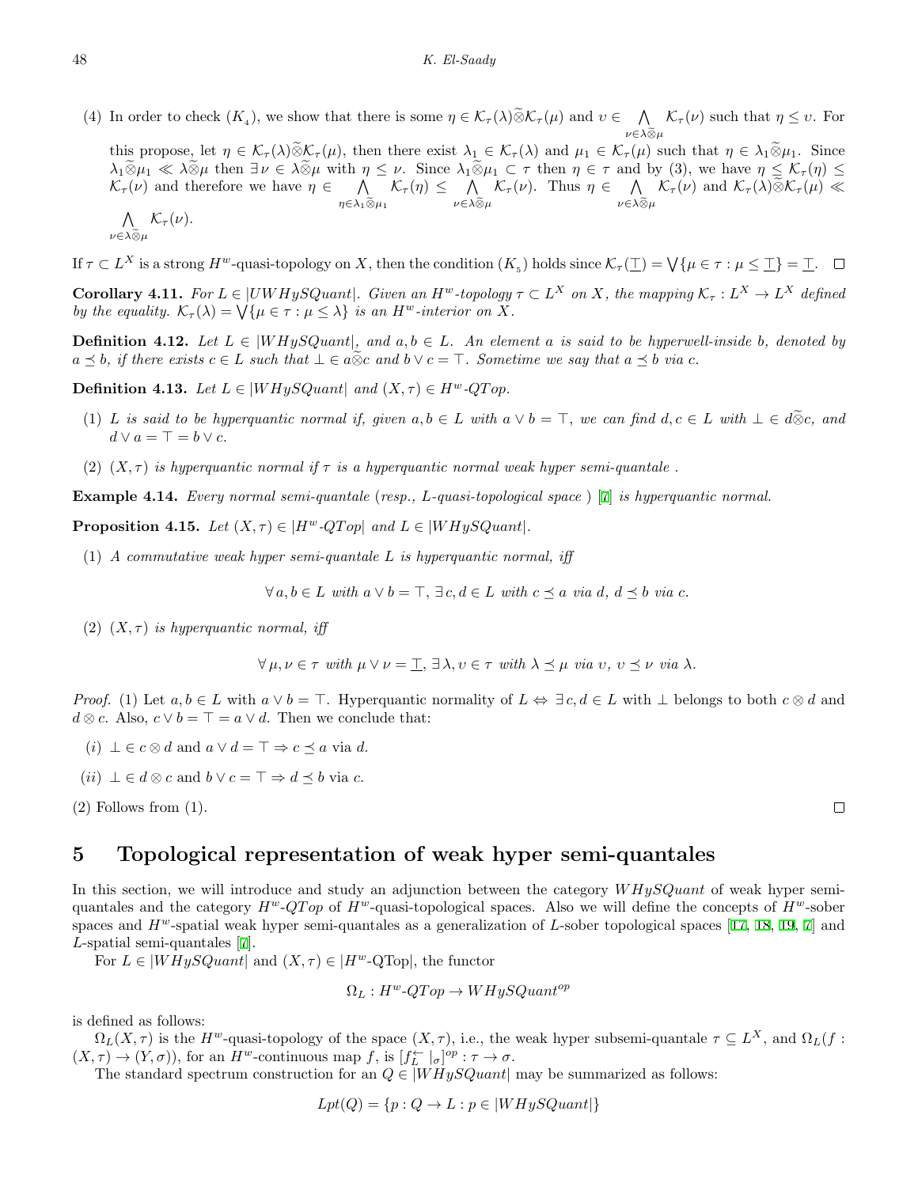(4) In order to check $(K_4)$, we show that there is some $\eta \in \mathcal{K}_\tau(\lambda)\widetilde{\otimes}\mathcal{K}_\tau(\mu)$ and $\upsilon \in \bigwedge_{\nu\in\lambda\widetilde{\otimes}\mu} \mathcal{K}_\tau(\nu)$ such that $\eta \leq \upsilon$. For this propose, let $\eta \in \mathcal{K}_\tau(\lambda)\widetilde{\otimes}\mathcal{K}_\tau(\mu)$, then there exist $\lambda_1 \in \mathcal{K}_\tau(\lambda)$ and $\mu_1 \in \mathcal{K}_\tau(\mu)$ such that $\eta \in \lambda_1\widetilde{\otimes}\mu_1$. Since $\lambda_1\widetilde{\otimes}\mu_1 \ll \lambda\widetilde{\otimes}\mu$ then $\exists \nu \in \lambda\widetilde{\otimes}\mu$ with $\eta \leq \nu$. Since $\lambda_1\widetilde{\otimes}\mu_1 \subset \tau$ then $\eta \in \tau$ and by (3), we have $\eta \leq \mathcal{K}_\tau(\eta) \leq \mathcal{K}_\tau(\nu)$ and therefore we have $\eta \in \bigwedge_{\eta\in\lambda_1\widetilde{\otimes}\mu_1} \mathcal{K}_\tau(\eta) \leq \bigwedge_{\nu\in\lambda\widetilde{\otimes}\mu} \mathcal{K}_\tau(\nu)$. Thus $\eta \in \bigwedge_{\nu\in\lambda\widetilde{\otimes}\mu} \mathcal{K}_\tau(\nu)$ and $\mathcal{K}_\tau(\lambda)\widetilde{\otimes}\mathcal{K}_\tau(\mu) \ll \bigwedge_{\nu\in\lambda\widetilde{\otimes}\mu} \mathcal{K}_\tau(\nu)$.

If $\tau \subset L^X$ is a strong $H^w$-quasi-topology on $X$, then the condition $(K_5)$ holds since $\mathcal{K}_\tau(\underline{\top}) = \bigvee\{\mu \in \tau : \mu \leq \underline{\top}\} = \underline{\top}$. $\square$

**Corollary 4.11.** *For $L \in |UWHySQuant|$. Given an $H^w$-topology $\tau \subset L^X$ on $X$, the mapping $\mathcal{K}_\tau : L^X \to L^X$ defined by the equality. $\mathcal{K}_\tau(\lambda) = \bigvee\{\mu \in \tau : \mu \leq \lambda\}$ is an $H^w$-interior on $X$.*

**Definition 4.12.** *Let $L \in |WHySQuant|$, and $a, b \in L$. An element $a$ is said to be hyperwell-inside $b$, denoted by $a \preceq b$, if there exists $c \in L$ such that $\perp \in a\widetilde{\otimes}c$ and $b \vee c = \top$. Sometime we say that $a \preceq b$ via $c$.*

**Definition 4.13.** *Let $L \in |WHySQuant|$ and $(X, \tau) \in H^w$-$QTop$.*

(1) *$L$ is said to be hyperquantic normal if, given $a, b \in L$ with $a \vee b = \top$, we can find $d, c \in L$ with $\perp \in d\widetilde{\otimes}c$, and $d \vee a = \top = b \vee c$.*

(2) *$(X, \tau)$ is hyperquantic normal if $\tau$ is a hyperquantic normal weak hyper semi-quantale .*

**Example 4.14.** *Every normal semi-quantale (resp., $L$-quasi-topological space ) [7] is hyperquantic normal.*

**Proposition 4.15.** *Let $(X, \tau) \in |H^w$-$QTop|$ and $L \in |WHySQuant|$.*

(1) *A commutative weak hyper semi-quantale $L$ is hyperquantic normal, iff*

$$\forall\, a, b \in L \text{ with } a \vee b = \top,\ \exists\, c, d \in L \text{ with } c \preceq a \text{ via } d,\ d \preceq b \text{ via } c.$$

(2) *$(X, \tau)$ is hyperquantic normal, iff*

$$\forall\, \mu, \nu \in \tau \text{ with } \mu \vee \nu = \underline{\top},\ \exists\, \lambda, \upsilon \in \tau \text{ with } \lambda \preceq \mu \text{ via } \upsilon,\ \upsilon \preceq \nu \text{ via } \lambda.$$

*Proof.* (1) Let $a, b \in L$ with $a \vee b = \top$. Hyperquantic normality of $L \Leftrightarrow \exists\, c, d \in L$ with $\perp$ belongs to both $c \otimes d$ and $d \otimes c$. Also, $c \vee b = \top = a \vee d$. Then we conclude that:

($i$) $\perp \in c \otimes d$ and $a \vee d = \top \Rightarrow c \preceq a$ via $d$.

($ii$) $\perp \in d \otimes c$ and $b \vee c = \top \Rightarrow d \preceq b$ via $c$.

(2) Follows from (1). $\square$

## 5 Topological representation of weak hyper semi-quantales

In this section, we will introduce and study an adjunction between the category $WHySQuant$ of weak hyper semi-quantales and the category $H^w$-$QTop$ of $H^w$-quasi-topological spaces. Also we will define the concepts of $H^w$-sober spaces and $H^w$-spatial weak hyper semi-quantales as a generalization of $L$-sober topological spaces [17, 18, 19, 7] and $L$-spatial semi-quantales [7].

For $L \in |WHySQuant|$ and $(X, \tau) \in |H^w$-QTop$|$, the functor

$$\Omega_L : H^w\text{-}QTop \to WHySQuant^{op}$$

is defined as follows:

$\Omega_L(X, \tau)$ is the $H^w$-quasi-topology of the space $(X, \tau)$, i.e., the weak hyper subsemi-quantale $\tau \subseteq L^X$, and $\Omega_L(f : (X, \tau) \to (Y, \sigma))$, for an $H^w$-continuous map $f$, is $[f_L^{\leftarrow}|_\sigma]^{op} : \tau \to \sigma$.

The standard spectrum construction for an $Q \in |WHySQuant|$ may be summarized as follows:

$$Lpt(Q) = \{p : Q \to L : p \in |WHySQuant|\}$$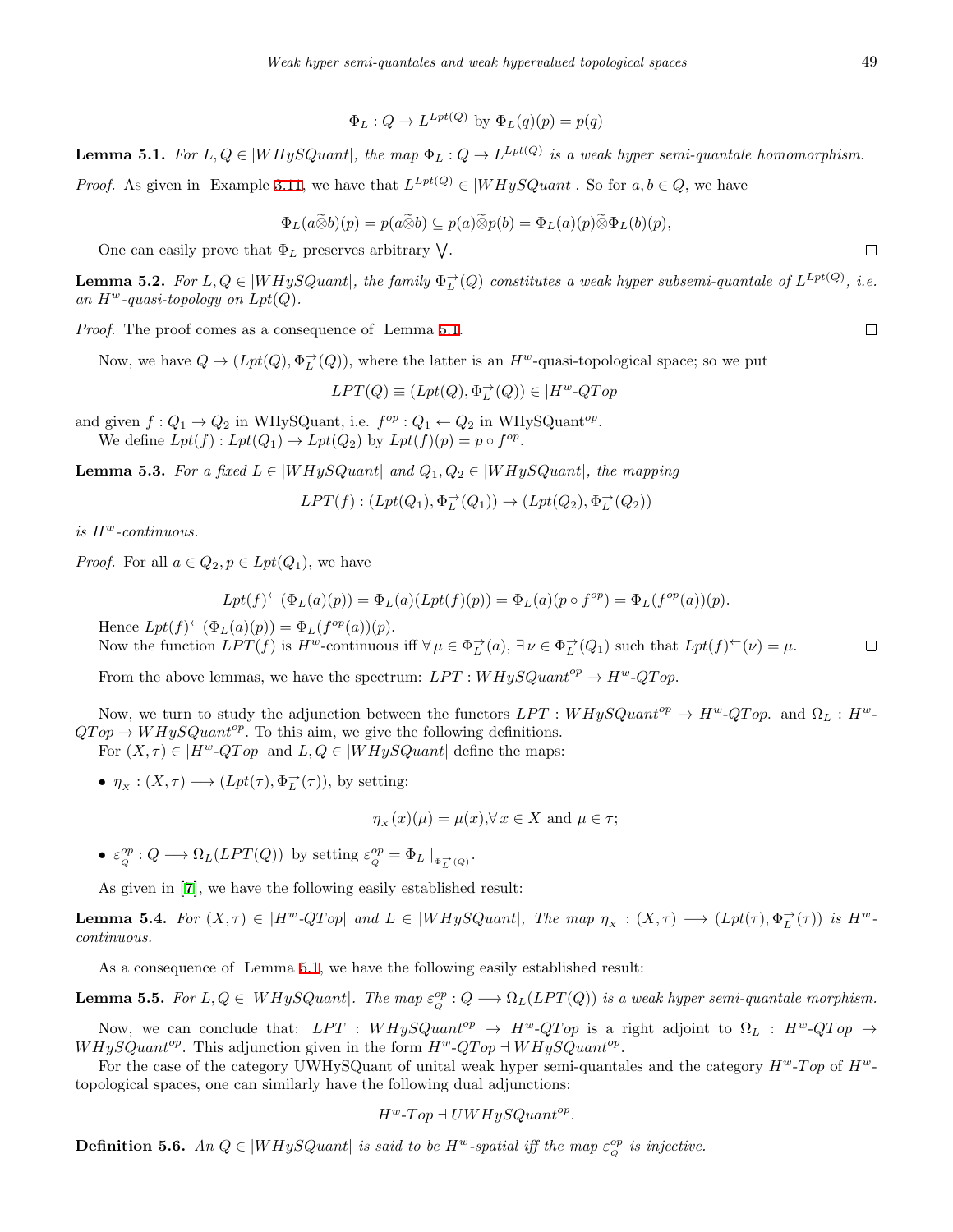$$\Phi_L : Q \to L^{Lpt(Q)} \text{ by } \Phi_L(q)(p) = p(q)$$

**Lemma 5.1.** *For $L, Q \in |WHySQuant|$, the map $\Phi_L : Q \to L^{Lpt(Q)}$ is a weak hyper semi-quantale homomorphism.*

*Proof.* As given in Example 3.11, we have that $L^{Lpt(Q)} \in |WHySQuant|$. So for $a, b \in Q$, we have

$$\Phi_L(a\widetilde{\otimes}b)(p) = p(a\widetilde{\otimes}b) \subseteq p(a)\widetilde{\otimes}p(b) = \Phi_L(a)(p)\widetilde{\otimes}\Phi_L(b)(p),$$

One can easily prove that $\Phi_L$ preserves arbitrary $\bigvee$. □

**Lemma 5.2.** *For $L, Q \in |WHySQuant|$, the family $\Phi_L^{\rightarrow}(Q)$ constitutes a weak hyper subsemi-quantale of $L^{Lpt(Q)}$, i.e. an $H^w$-quasi-topology on $Lpt(Q)$.*

*Proof.* The proof comes as a consequence of Lemma 5.1. □

Now, we have $Q \to (Lpt(Q), \Phi_L^{\rightarrow}(Q))$, where the latter is an $H^w$-quasi-topological space; so we put

$$LPT(Q) \equiv (Lpt(Q), \Phi_L^{\rightarrow}(Q)) \in |H^w\text{-}QTop|$$

and given $f : Q_1 \to Q_2$ in WHySQuant, i.e. $f^{op} : Q_1 \leftarrow Q_2$ in WHySQuant$^{op}$.
We define $Lpt(f) : Lpt(Q_1) \to Lpt(Q_2)$ by $Lpt(f)(p) = p \circ f^{op}$.

**Lemma 5.3.** *For a fixed $L \in |WHySQuant|$ and $Q_1, Q_2 \in |WHySQuant|$, the mapping*

$$LPT(f) : (Lpt(Q_1), \Phi_L^{\rightarrow}(Q_1)) \to (Lpt(Q_2), \Phi_L^{\rightarrow}(Q_2))$$

*is $H^w$-continuous.*

*Proof.* For all $a \in Q_2, p \in Lpt(Q_1)$, we have

$$Lpt(f)^{\leftarrow}(\Phi_L(a)(p)) = \Phi_L(a)(Lpt(f)(p)) = \Phi_L(a)(p \circ f^{op}) = \Phi_L(f^{op}(a))(p).$$

Hence $Lpt(f)^{\leftarrow}(\Phi_L(a)(p)) = \Phi_L(f^{op}(a))(p)$.
Now the function $LPT(f)$ is $H^w$-continuous iff $\forall\, \mu \in \Phi_L^{\rightarrow}(a)$, $\exists\, \nu \in \Phi_L^{\rightarrow}(Q_1)$ such that $Lpt(f)^{\leftarrow}(\nu) = \mu$. □

From the above lemmas, we have the spectrum: $LPT : WHySQuant^{op} \to H^w\text{-}QTop$.

Now, we turn to study the adjunction between the functors $LPT : WHySQuant^{op} \to H^w\text{-}QTop.$ and $\Omega_L : H^w\text{-}QTop \to WHySQuant^{op}$. To this aim, we give the following definitions.
For $(X, \tau) \in |H^w\text{-}QTop|$ and $L, Q \in |WHySQuant|$ define the maps:

- $\eta_X : (X, \tau) \longrightarrow (Lpt(\tau), \Phi_L^{\rightarrow}(\tau))$, by setting:

$$\eta_X(x)(\mu) = \mu(x), \forall\, x \in X \text{ and } \mu \in \tau;$$

- $\varepsilon_Q^{op} : Q \longrightarrow \Omega_L(LPT(Q))$ by setting $\varepsilon_Q^{op} = \Phi_L\mid_{\Phi_L^{\rightarrow}(Q)}$.

As given in [7], we have the following easily established result:

**Lemma 5.4.** *For $(X, \tau) \in |H^w\text{-}QTop|$ and $L \in |WHySQuant|$, The map $\eta_X : (X, \tau) \longrightarrow (Lpt(\tau), \Phi_L^{\rightarrow}(\tau))$ is $H^w$-continuous.*

As a consequence of Lemma 5.1, we have the following easily established result:

**Lemma 5.5.** *For $L, Q \in |WHySQuant|$. The map $\varepsilon_Q^{op} : Q \longrightarrow \Omega_L(LPT(Q))$ is a weak hyper semi-quantale morphism.*

Now, we can conclude that: $LPT : WHySQuant^{op} \to H^w\text{-}QTop$ is a right adjoint to $\Omega_L : H^w\text{-}QTop \to WHySQuant^{op}$. This adjunction given in the form $H^w\text{-}QTop \dashv WHySQuant^{op}$.

For the case of the category UWHySQuant of unital weak hyper semi-quantales and the category $H^w$-$Top$ of $H^w$-topological spaces, one can similarly have the following dual adjunctions:

$$H^w\text{-}Top \dashv UWHySQuant^{op}.$$

**Definition 5.6.** *An $Q \in |WHySQuant|$ is said to be $H^w$-spatial iff the map $\varepsilon_Q^{op}$ is injective.*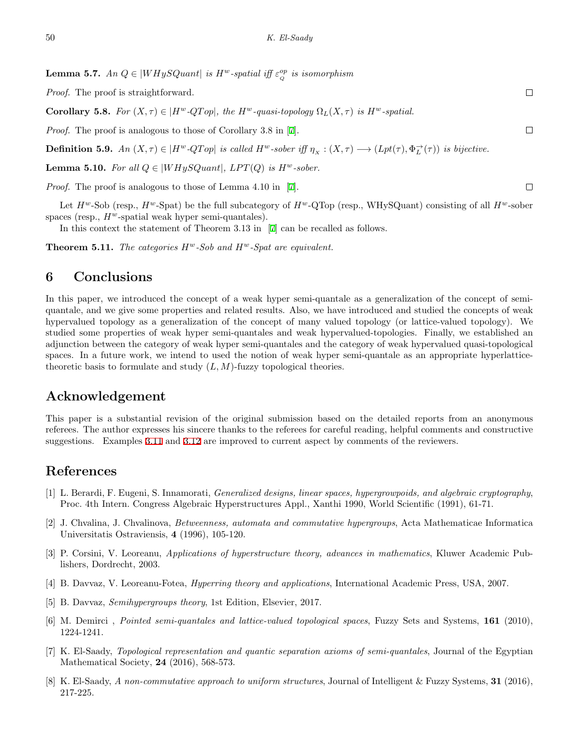**Lemma 5.7.** *An $Q \in |WHySQuant|$ is $H^w$-spatial iff $\varepsilon_Q^{op}$ is isomorphism*

*Proof.* The proof is straightforward. $\square$

**Corollary 5.8.** *For $(X, \tau) \in |H^w\text{-}QTop|$, the $H^w$-quasi-topology $\Omega_L(X, \tau)$ is $H^w$-spatial.*

*Proof.* The proof is analogous to those of Corollary 3.8 in [7]. $\square$

**Definition 5.9.** *An $(X, \tau) \in |H^w\text{-}QTop|$ is called $H^w$-sober iff $\eta_X : (X, \tau) \longrightarrow (Lpt(\tau), \Phi_L^{\rightarrow}(\tau))$ is bijective.*

**Lemma 5.10.** *For all $Q \in |WHySQuant|$, $LPT(Q)$ is $H^w$-sober.*

*Proof.* The proof is analogous to those of Lemma 4.10 in [7]. $\square$

Let $H^w$-Sob (resp., $H^w$-Spat) be the full subcategory of $H^w$-QTop (resp., WHySQuant) consisting of all $H^w$-sober spaces (resp., $H^w$-spatial weak hyper semi-quantales).

In this context the statement of Theorem 3.13 in [7] can be recalled as follows.

**Theorem 5.11.** *The categories $H^w$-Sob and $H^w$-Spat are equivalent.*

## 6 Conclusions

In this paper, we introduced the concept of a weak hyper semi-quantale as a generalization of the concept of semi-quantale, and we give some properties and related results. Also, we have introduced and studied the concepts of weak hypervalued topology as a generalization of the concept of many valued topology (or lattice-valued topology). We studied some properties of weak hyper semi-quantales and weak hypervalued-topologies. Finally, we established an adjunction between the category of weak hyper semi-quantales and the category of weak hypervalued quasi-topological spaces. In a future work, we intend to used the notion of weak hyper semi-quantale as an appropriate hyperlattice-theoretic basis to formulate and study $(L, M)$-fuzzy topological theories.

## Acknowledgement

This paper is a substantial revision of the original submission based on the detailed reports from an anonymous referees. The author expresses his sincere thanks to the referees for careful reading, helpful comments and constructive suggestions. Examples 3.11 and 3.12 are improved to current aspect by comments of the reviewers.

## References

[1] L. Berardi, F. Eugeni, S. Innamorati, *Generalized designs, linear spaces, hypergrowpoids, and algebraic cryptography*, Proc. 4th Intern. Congress Algebraic Hyperstructures Appl., Xanthi 1990, World Scientific (1991), 61-71.

[2] J. Chvalina, J. Chvalinova, *Betweenness, automata and commutative hypergroups*, Acta Mathematicae Informatica Universitatis Ostraviensis, **4** (1996), 105-120.

[3] P. Corsini, V. Leoreanu, *Applications of hyperstructure theory, advances in mathematics*, Kluwer Academic Publishers, Dordrecht, 2003.

[4] B. Davvaz, V. Leoreanu-Fotea, *Hyperring theory and applications*, International Academic Press, USA, 2007.

[5] B. Davvaz, *Semihypergroups theory*, 1st Edition, Elsevier, 2017.

[6] M. Demirci , *Pointed semi-quantales and lattice-valued topological spaces*, Fuzzy Sets and Systems, **161** (2010), 1224-1241.

[7] K. El-Saady, *Topological representation and quantic separation axioms of semi-quantales*, Journal of the Egyptian Mathematical Society, **24** (2016), 568-573.

[8] K. El-Saady, *A non-commutative approach to uniform structures*, Journal of Intelligent & Fuzzy Systems, **31** (2016), 217-225.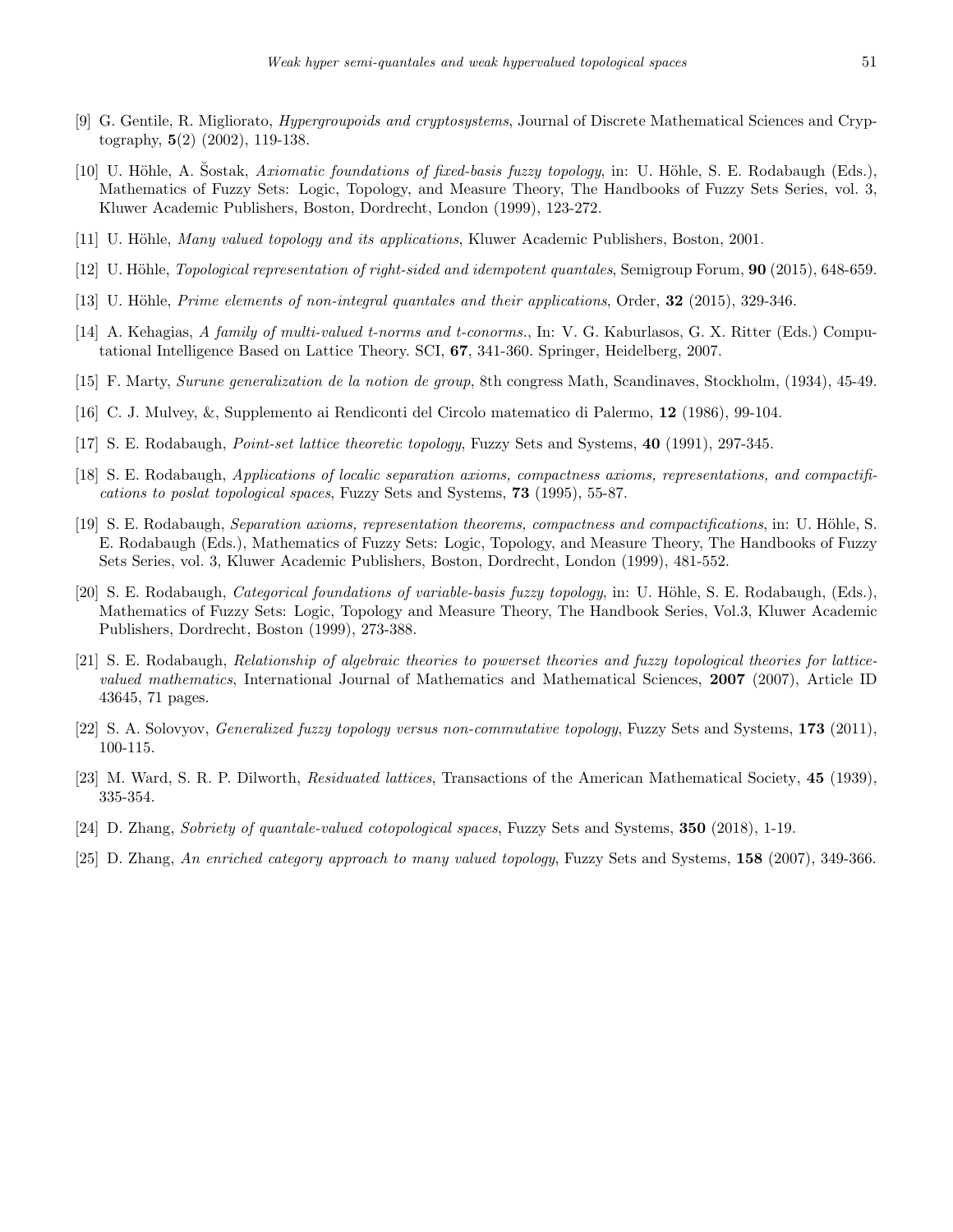[9] G. Gentile, R. Migliorato, *Hypergroupoids and cryptosystems*, Journal of Discrete Mathematical Sciences and Cryptography, **5**(2) (2002), 119-138.

[10] U. Höhle, A. Šostak, *Axiomatic foundations of fixed-basis fuzzy topology*, in: U. Höhle, S. E. Rodabaugh (Eds.), Mathematics of Fuzzy Sets: Logic, Topology, and Measure Theory, The Handbooks of Fuzzy Sets Series, vol. 3, Kluwer Academic Publishers, Boston, Dordrecht, London (1999), 123-272.

[11] U. Höhle, *Many valued topology and its applications*, Kluwer Academic Publishers, Boston, 2001.

[12] U. Höhle, *Topological representation of right-sided and idempotent quantales*, Semigroup Forum, **90** (2015), 648-659.

[13] U. Höhle, *Prime elements of non-integral quantales and their applications*, Order, **32** (2015), 329-346.

[14] A. Kehagias, *A family of multi-valued t-norms and t-conorms.*, In: V. G. Kaburlasos, G. X. Ritter (Eds.) Computational Intelligence Based on Lattice Theory. SCI, **67**, 341-360. Springer, Heidelberg, 2007.

[15] F. Marty, *Surune generalization de la notion de group*, 8th congress Math, Scandinaves, Stockholm, (1934), 45-49.

[16] C. J. Mulvey, &, Supplemento ai Rendiconti del Circolo matematico di Palermo, **12** (1986), 99-104.

[17] S. E. Rodabaugh, *Point-set lattice theoretic topology*, Fuzzy Sets and Systems, **40** (1991), 297-345.

[18] S. E. Rodabaugh, *Applications of localic separation axioms, compactness axioms, representations, and compactifications to poslat topological spaces*, Fuzzy Sets and Systems, **73** (1995), 55-87.

[19] S. E. Rodabaugh, *Separation axioms, representation theorems, compactness and compactifications*, in: U. Höhle, S. E. Rodabaugh (Eds.), Mathematics of Fuzzy Sets: Logic, Topology, and Measure Theory, The Handbooks of Fuzzy Sets Series, vol. 3, Kluwer Academic Publishers, Boston, Dordrecht, London (1999), 481-552.

[20] S. E. Rodabaugh, *Categorical foundations of variable-basis fuzzy topology*, in: U. Höhle, S. E. Rodabaugh, (Eds.), Mathematics of Fuzzy Sets: Logic, Topology and Measure Theory, The Handbook Series, Vol.3, Kluwer Academic Publishers, Dordrecht, Boston (1999), 273-388.

[21] S. E. Rodabaugh, *Relationship of algebraic theories to powerset theories and fuzzy topological theories for lattice-valued mathematics*, International Journal of Mathematics and Mathematical Sciences, **2007** (2007), Article ID 43645, 71 pages.

[22] S. A. Solovyov, *Generalized fuzzy topology versus non-commutative topology*, Fuzzy Sets and Systems, **173** (2011), 100-115.

[23] M. Ward, S. R. P. Dilworth, *Residuated lattices*, Transactions of the American Mathematical Society, **45** (1939), 335-354.

[24] D. Zhang, *Sobriety of quantale-valued cotopological spaces*, Fuzzy Sets and Systems, **350** (2018), 1-19.

[25] D. Zhang, *An enriched category approach to many valued topology*, Fuzzy Sets and Systems, **158** (2007), 349-366.